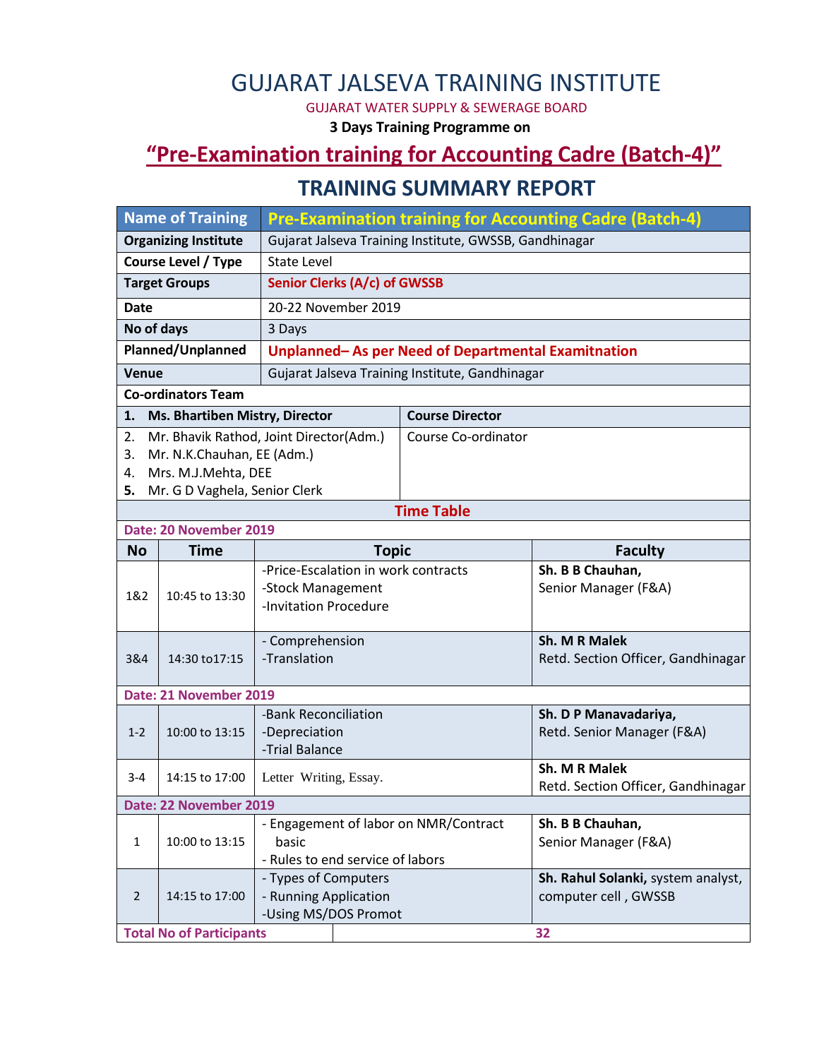# GUJARAT JALSEVA TRAINING INSTITUTE

GUJARAT WATER SUPPLY & SEWERAGE BOARD

**3 Days Training Programme on**

## "Pre-Examination training for Accounting Cadre (Batch-4)"

## TRAINING SUMMARY REPORT

| Name of Training | Pre-Examination training for Accounting Cadre (Batch-4) |
|---|---|
| **Organizing Institute** | Gujarat Jalseva Training Institute, GWSSB, Gandhinagar |
| **Course Level / Type** | State Level |
| **Target Groups** | **Senior Clerks (A/c) of GWSSB** |
| **Date** | 20-22 November 2019 |
| **No of days** | 3 Days |
| **Planned/Unplanned** | **Unplanned– As per Need of Departmental Examitnation** |
| **Venue** | Gujarat Jalseva Training Institute, Gandhinagar |

**Co-ordinators Team**

| Name | Role |
|---|---|
| **1. Ms. Bhartiben Mistry, Director** | **Course Director** |
| 2. Mr. Bhavik Rathod, Joint Director(Adm.)<br>3. Mr. N.K.Chauhan, EE (Adm.)<br>4. Mrs. M.J.Mehta, DEE<br>5. Mr. G D Vaghela, Senior Clerk | Course Co-ordinator |

**Time Table**

**Date: 20 November 2019**

| No | Time | Topic | Faculty |
|---|---|---|---|
| 1&2 | 10:45 to 13:30 | -Price-Escalation in work contracts<br>-Stock Management<br>-Invitation Procedure | **Sh. B B Chauhan,**<br>Senior Manager (F&A) |
| 3&4 | 14:30 to17:15 | - Comprehension<br>-Translation | **Sh. M R Malek**<br>Retd. Section Officer, Gandhinagar |

**Date: 21 November 2019**

| No | Time | Topic | Faculty |
|---|---|---|---|
| 1-2 | 10:00 to 13:15 | -Bank Reconciliation<br>-Depreciation<br>-Trial Balance | **Sh. D P Manavadariya,**<br>Retd. Senior Manager (F&A) |
| 3-4 | 14:15 to 17:00 | Letter Writing, Essay. | **Sh. M R Malek**<br>Retd. Section Officer, Gandhinagar |

**Date: 22 November 2019**

| No | Time | Topic | Faculty |
|---|---|---|---|
| 1 | 10:00 to 13:15 | - Engagement of labor on NMR/Contract basic<br>- Rules to end service of labors | **Sh. B B Chauhan,**<br>Senior Manager (F&A) |
| 2 | 14:15 to 17:00 | - Types of Computers<br>- Running Application<br>-Using MS/DOS Promot | **Sh. Rahul Solanki,** system analyst, computer cell , GWSSB |

| Total No of Participants | 32 |
|---|---|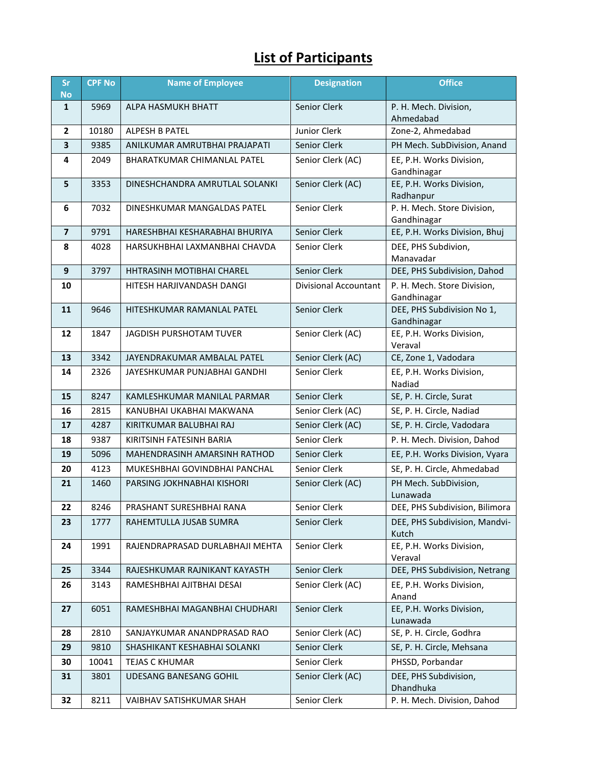# List of Participants

| Sr No | CPF No | Name of Employee | Designation | Office |
|---|---|---|---|---|
| 1 | 5969 | ALPA HASMUKH BHATT | Senior Clerk | P. H. Mech. Division, Ahmedabad |
| 2 | 10180 | ALPESH B PATEL | Junior Clerk | Zone-2, Ahmedabad |
| 3 | 9385 | ANILKUMAR AMRUTBHAI PRAJAPATI | Senior Clerk | PH Mech. SubDivision, Anand |
| 4 | 2049 | BHARATKUMAR CHIMANLAL PATEL | Senior Clerk (AC) | EE, P.H. Works Division, Gandhinagar |
| 5 | 3353 | DINESHCHANDRA AMRUTLAL SOLANKI | Senior Clerk (AC) | EE, P.H. Works Division, Radhanpur |
| 6 | 7032 | DINESHKUMAR MANGALDAS PATEL | Senior Clerk | P. H. Mech. Store Division, Gandhinagar |
| 7 | 9791 | HARESHBHAI KESHARABHAI BHURIYA | Senior Clerk | EE, P.H. Works Division, Bhuj |
| 8 | 4028 | HARSUKHBHAI LAXMANBHAI CHAVDA | Senior Clerk | DEE, PHS Subdivion, Manavadar |
| 9 | 3797 | HHTRASINH MOTIBHAI CHAREL | Senior Clerk | DEE, PHS Subdivision, Dahod |
| 10 | | HITESH HARJIVANDASH DANGI | Divisional Accountant | P. H. Mech. Store Division, Gandhinagar |
| 11 | 9646 | HITESHKUMAR RAMANLAL PATEL | Senior Clerk | DEE, PHS Subdivision No 1, Gandhinagar |
| 12 | 1847 | JAGDISH PURSHOTAM TUVER | Senior Clerk (AC) | EE, P.H. Works Division, Veraval |
| 13 | 3342 | JAYENDRAKUMAR AMBALAL PATEL | Senior Clerk (AC) | CE, Zone 1, Vadodara |
| 14 | 2326 | JAYESHKUMAR PUNJABHAI GANDHI | Senior Clerk | EE, P.H. Works Division, Nadiad |
| 15 | 8247 | KAMLESHKUMAR MANILAL PARMAR | Senior Clerk | SE, P. H. Circle, Surat |
| 16 | 2815 | KANUBHAI UKABHAI MAKWANA | Senior Clerk (AC) | SE, P. H. Circle, Nadiad |
| 17 | 4287 | KIRITKUMAR BALUBHAI RAJ | Senior Clerk (AC) | SE, P. H. Circle, Vadodara |
| 18 | 9387 | KIRITSINH FATESINH BARIA | Senior Clerk | P. H. Mech. Division, Dahod |
| 19 | 5096 | MAHENDRASINH AMARSINH RATHOD | Senior Clerk | EE, P.H. Works Division, Vyara |
| 20 | 4123 | MUKESHBHAI GOVINDBHAI PANCHAL | Senior Clerk | SE, P. H. Circle, Ahmedabad |
| 21 | 1460 | PARSING JOKHNABHAI KISHORI | Senior Clerk (AC) | PH Mech. SubDivision, Lunawada |
| 22 | 8246 | PRASHANT SURESHBHAI RANA | Senior Clerk | DEE, PHS Subdivision, Bilimora |
| 23 | 1777 | RAHEMTULLA JUSAB SUMRA | Senior Clerk | DEE, PHS Subdivision, Mandvi-Kutch |
| 24 | 1991 | RAJENDRAPRASAD DURLABHAJI MEHTA | Senior Clerk | EE, P.H. Works Division, Veraval |
| 25 | 3344 | RAJESHKUMAR RAJNIKANT KAYASTH | Senior Clerk | DEE, PHS Subdivision, Netrang |
| 26 | 3143 | RAMESHBHAI AJITBHAI DESAI | Senior Clerk (AC) | EE, P.H. Works Division, Anand |
| 27 | 6051 | RAMESHBHAI MAGANBHAI CHUDHARI | Senior Clerk | EE, P.H. Works Division, Lunawada |
| 28 | 2810 | SANJAYKUMAR ANANDPRASAD RAO | Senior Clerk (AC) | SE, P. H. Circle, Godhra |
| 29 | 9810 | SHASHIKANT KESHABHAI SOLANKI | Senior Clerk | SE, P. H. Circle, Mehsana |
| 30 | 10041 | TEJAS C KHUMAR | Senior Clerk | PHSSD, Porbandar |
| 31 | 3801 | UDESANG BANESANG GOHIL | Senior Clerk (AC) | DEE, PHS Subdivision, Dhandhuka |
| 32 | 8211 | VAIBHAV SATISHKUMAR SHAH | Senior Clerk | P. H. Mech. Division, Dahod |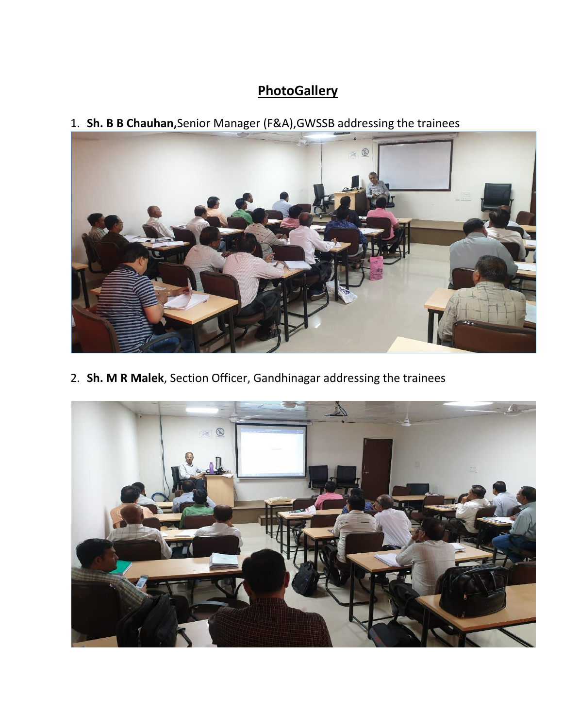## PhotoGallery

1. **Sh. B B Chauhan,**Senior Manager (F&A),GWSSB addressing the trainees

2. **Sh. M R Malek**, Section Officer, Gandhinagar addressing the trainees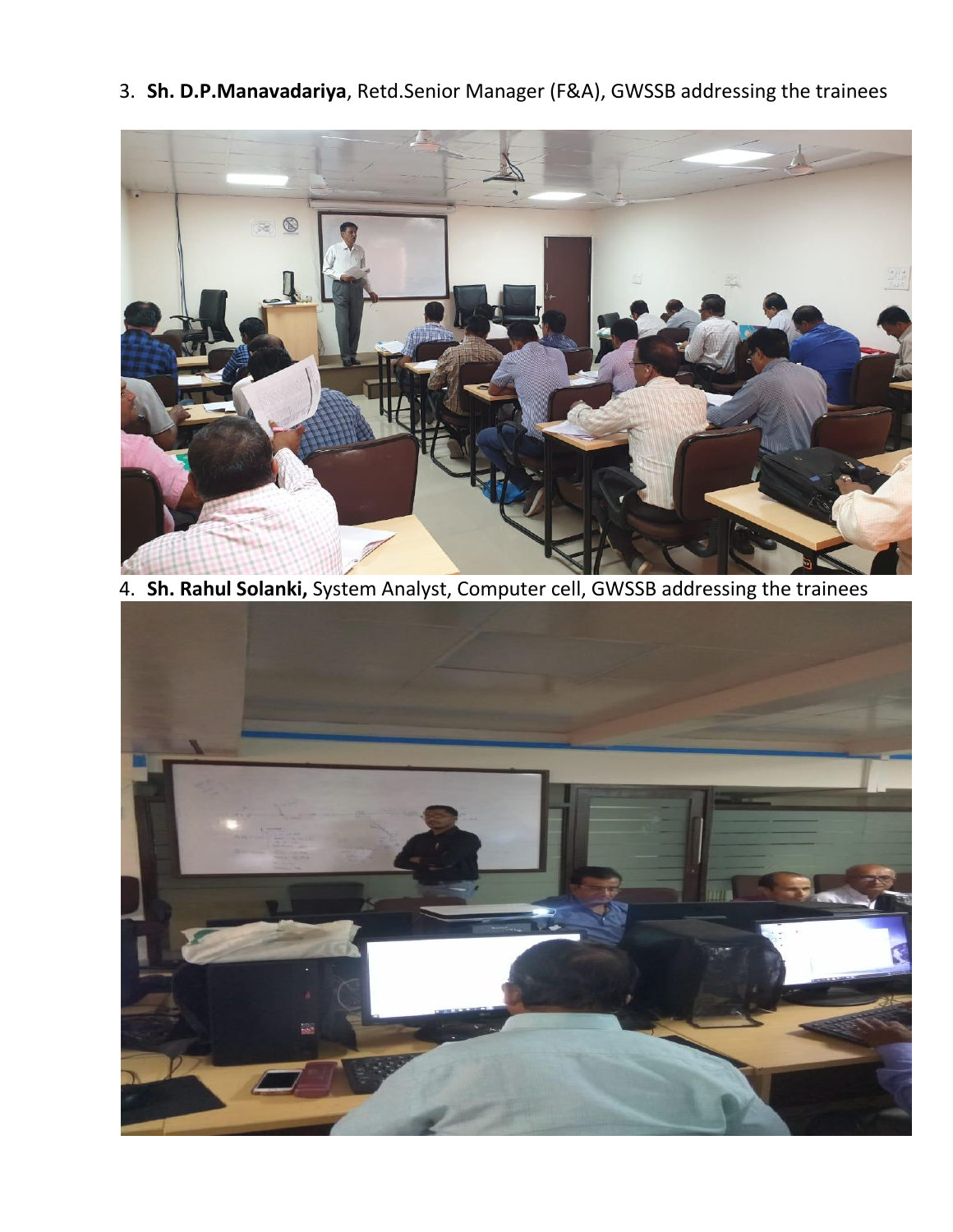3. **Sh. D.P.Manavadariya**, Retd.Senior Manager (F&A), GWSSB addressing the trainees

4. **Sh. Rahul Solanki,** System Analyst, Computer cell, GWSSB addressing the trainees